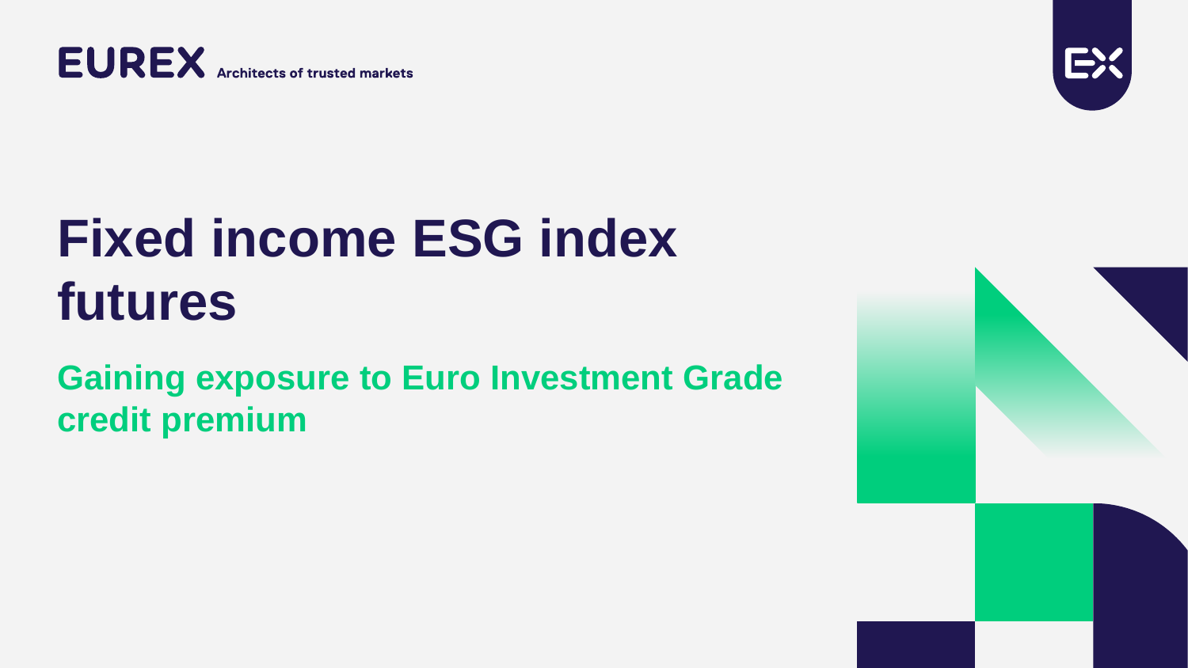EUREX Architects of trusted markets

# Fixed income ESG index futures

## Gaining exposure to Euro Investment Grade credit premium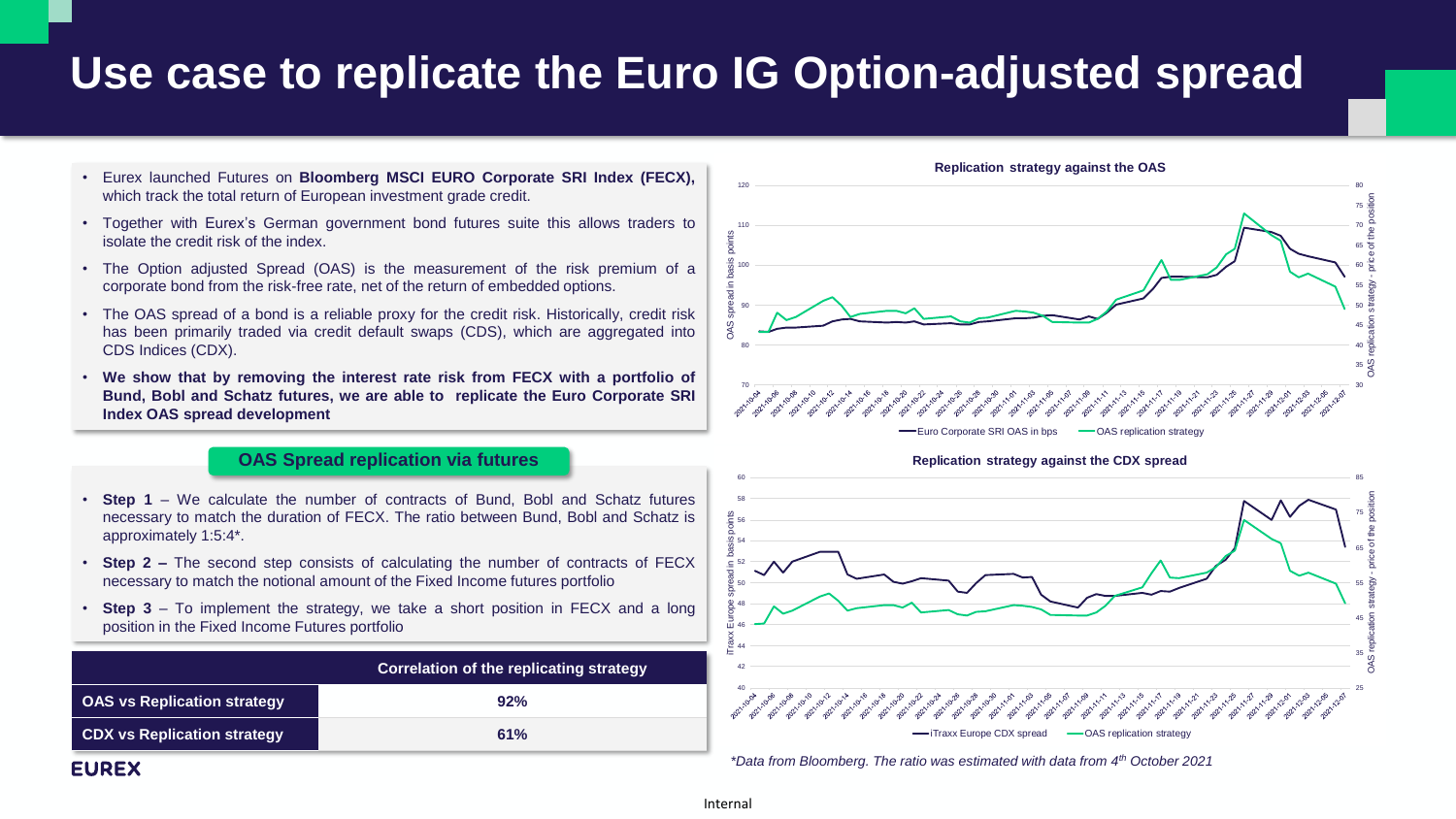# Use case to replicate the Euro IG Option-adjusted spread

- Eurex launched Futures on **Bloomberg MSCI EURO Corporate SRI Index (FECX),** which track the total return of European investment grade credit.
- Together with Eurex's German government bond futures suite this allows traders to isolate the credit risk of the index.
- The Option adjusted Spread (OAS) is the measurement of the risk premium of a corporate bond from the risk-free rate, net of the return of embedded options.
- The OAS spread of a bond is a reliable proxy for the credit risk. Historically, credit risk has been primarily traded via credit default swaps (CDS), which are aggregated into CDS Indices (CDX).
- **We show that by removing the interest rate risk from FECX with a portfolio of Bund, Bobl and Schatz futures, we are able to replicate the Euro Corporate SRI Index OAS spread development**

## OAS Spread replication via futures

- **Step 1** – We calculate the number of contracts of Bund, Bobl and Schatz futures necessary to match the duration of FECX. The ratio between Bund, Bobl and Schatz is approximately 1:5:4*.
- **Step 2 –** The second step consists of calculating the number of contracts of FECX necessary to match the notional amount of the Fixed Income futures portfolio
- **Step 3** – To implement the strategy, we take a short position in FECX and a long position in the Fixed Income Futures portfolio

| | Correlation of the replicating strategy |
|---|---|
| **OAS vs Replication strategy** | 92% |
| **CDX vs Replication strategy** | 61% |

**Replication strategy against the OAS**

Legend: Euro Corporate SRI OAS in bps; OAS replication strategy

**Replication strategy against the CDX spread**

Legend: iTraxx Europe CDX spread; OAS replication strategy

*Data from Bloomberg. The ratio was estimated with data from 4th October 2021*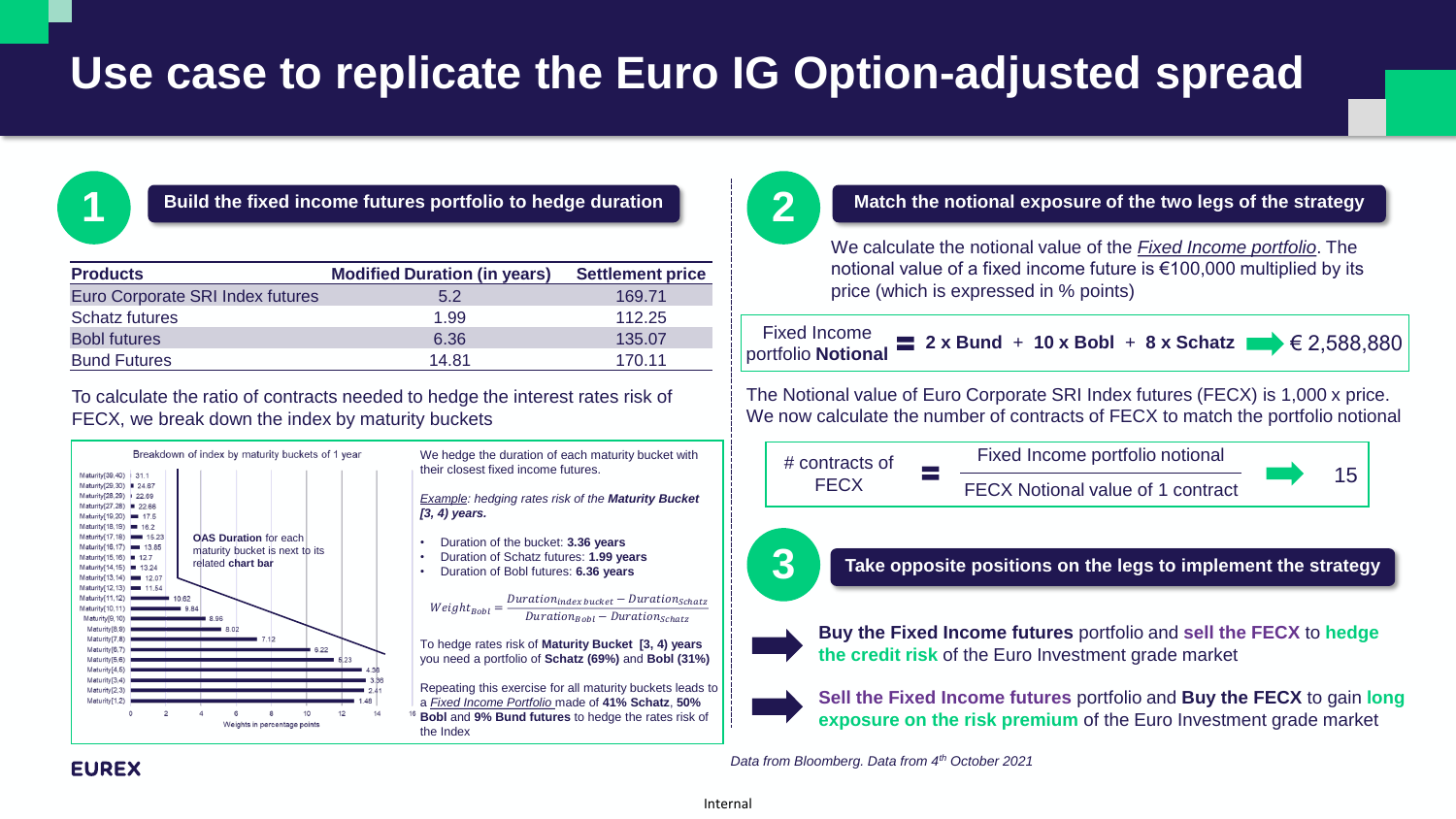# Use case to replicate the Euro IG Option-adjusted spread

## 1 Build the fixed income futures portfolio to hedge duration

| Products | Modified Duration (in years) | Settlement price |
|---|---|---|
| Euro Corporate SRI Index futures | 5.2 | 169.71 |
| Schatz futures | 1.99 | 112.25 |
| Bobl futures | 6.36 | 135.07 |
| Bund Futures | 14.81 | 170.11 |

To calculate the ratio of contracts needed to hedge the interest rates risk of FECX, we break down the index by maturity buckets

Breakdown of index by maturity buckets of 1 year

| Maturity bucket | OAS Duration |
|---|---|
| Maturity[39,40) | 31.1 |
| Maturity[29,30) | 24.87 |
| Maturity[28,29) | 22.69 |
| Maturity[27,28) | 22.66 |
| Maturity[19,20) | 17.5 |
| Maturity[18,19) | 16.2 |
| Maturity[17,18) | 15.23 |
| Maturity[16,17) | 13.85 |
| Maturity[15,16) | 12.7 |
| Maturity[14,15) | 13.24 |
| Maturity[13,14) | 12.07 |
| Maturity[12,13) | 11.54 |
| Maturity[11,12) | 10.62 |
| Maturity[10,11) | 9.84 |
| Maturity[9,10) | 8.96 |
| Maturity[8,9) | 8.02 |
| Maturity[7,8) | 7.12 |
| Maturity[6,7) | 6.22 |
| Maturity[5,6) | 5.23 |
| Maturity[4,5) | 4.38 |
| Maturity[3,4) | 3.36 |
| Maturity[2,3) | 2.41 |
| Maturity[1,2) | 1.48 |

**OAS Duration** for each maturity bucket is next to its related **chart bar**

Weights in percentage points

We hedge the duration of each maturity bucket with their closest fixed income futures.

*Example: hedging rates risk of the* ***Maturity Bucket [3, 4) years.***

- Duration of the bucket: **3.36 years**
- Duration of Schatz futures: **1.99 years**
- Duration of Bobl futures: **6.36 years**

$$Weight_{Bobl} = \frac{Duration_{index\ bucket} - Duration_{Schatz}}{Duration_{Bobl} - Duration_{Schatz}}$$

To hedge rates risk of **Maturity Bucket [3, 4) years** you need a portfolio of **Schatz (69%)** and **Bobl (31%)**

Repeating this exercise for all maturity buckets leads to a *Fixed Income Portfolio* made of **41% Schatz**, **50% Bobl** and **9% Bund futures** to hedge the rates risk of the Index

## 2 Match the notional exposure of the two legs of the strategy

We calculate the notional value of the *Fixed Income portfolio*. The notional value of a fixed income future is €100,000 multiplied by its price (which is expressed in % points)

Fixed Income portfolio **Notional** = **2 x Bund** + **10 x Bobl** + **8 x Schatz** → € 2,588,880

The Notional value of Euro Corporate SRI Index futures (FECX) is 1,000 x price. We now calculate the number of contracts of FECX to match the portfolio notional

$$\#\ \text{contracts of FECX} = \frac{\text{Fixed Income portfolio notional}}{\text{FECX Notional value of 1 contract}} \rightarrow 15$$

## 3 Take opposite positions on the legs to implement the strategy

**Buy the Fixed Income futures** portfolio and **sell the FECX** to **hedge the credit risk** of the Euro Investment grade market

**Sell the Fixed Income futures** portfolio and **Buy the FECX** to gain **long exposure on the risk premium** of the Euro Investment grade market

*Data from Bloomberg. Data from 4th October 2021*

EUREX

Internal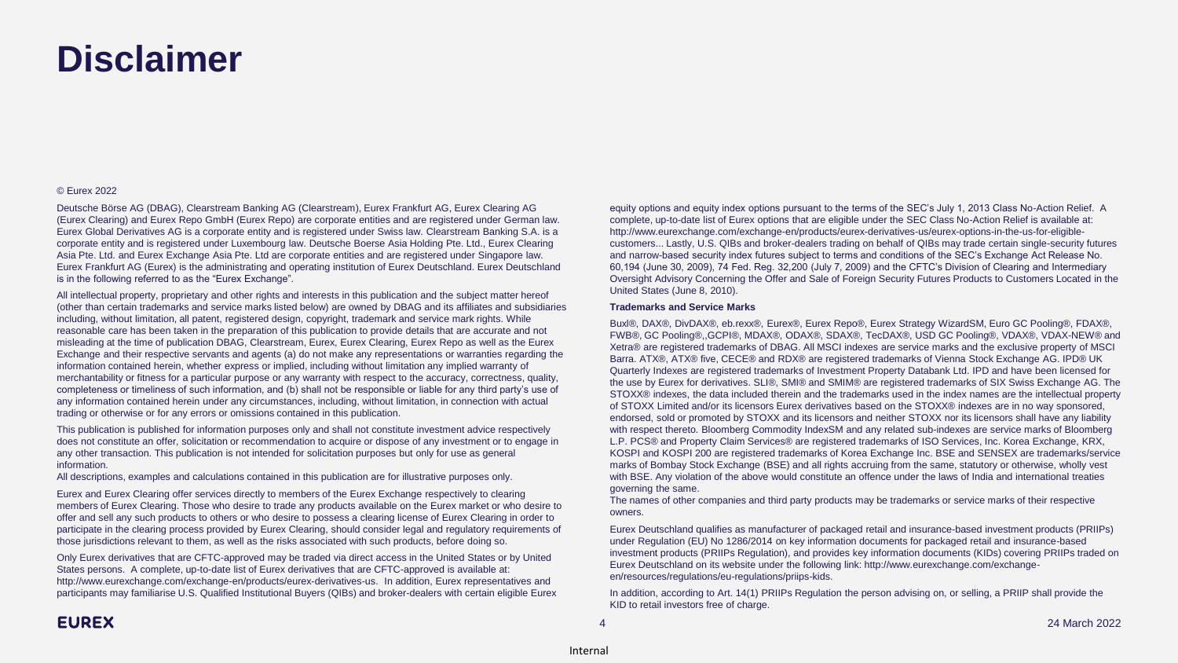# Disclaimer

© Eurex 2022

Deutsche Börse AG (DBAG), Clearstream Banking AG (Clearstream), Eurex Frankfurt AG, Eurex Clearing AG (Eurex Clearing) and Eurex Repo GmbH (Eurex Repo) are corporate entities and are registered under German law. Eurex Global Derivatives AG is a corporate entity and is registered under Swiss law. Clearstream Banking S.A. is a corporate entity and is registered under Luxembourg law. Deutsche Boerse Asia Holding Pte. Ltd., Eurex Clearing Asia Pte. Ltd. and Eurex Exchange Asia Pte. Ltd are corporate entities and are registered under Singapore law. Eurex Frankfurt AG (Eurex) is the administrating and operating institution of Eurex Deutschland. Eurex Deutschland is in the following referred to as the "Eurex Exchange".

All intellectual property, proprietary and other rights and interests in this publication and the subject matter hereof (other than certain trademarks and service marks listed below) are owned by DBAG and its affiliates and subsidiaries including, without limitation, all patent, registered design, copyright, trademark and service mark rights. While reasonable care has been taken in the preparation of this publication to provide details that are accurate and not misleading at the time of publication DBAG, Clearstream, Eurex, Eurex Clearing, Eurex Repo as well as the Eurex Exchange and their respective servants and agents (a) do not make any representations or warranties regarding the information contained herein, whether express or implied, including without limitation any implied warranty of merchantability or fitness for a particular purpose or any warranty with respect to the accuracy, correctness, quality, completeness or timeliness of such information, and (b) shall not be responsible or liable for any third party's use of any information contained herein under any circumstances, including, without limitation, in connection with actual trading or otherwise or for any errors or omissions contained in this publication.

This publication is published for information purposes only and shall not constitute investment advice respectively does not constitute an offer, solicitation or recommendation to acquire or dispose of any investment or to engage in any other transaction. This publication is not intended for solicitation purposes but only for use as general information.

All descriptions, examples and calculations contained in this publication are for illustrative purposes only.

Eurex and Eurex Clearing offer services directly to members of the Eurex Exchange respectively to clearing members of Eurex Clearing. Those who desire to trade any products available on the Eurex market or who desire to offer and sell any such products to others or who desire to possess a clearing license of Eurex Clearing in order to participate in the clearing process provided by Eurex Clearing, should consider legal and regulatory requirements of those jurisdictions relevant to them, as well as the risks associated with such products, before doing so.

Only Eurex derivatives that are CFTC-approved may be traded via direct access in the United States or by United States persons. A complete, up-to-date list of Eurex derivatives that are CFTC-approved is available at: http://www.eurexchange.com/exchange-en/products/eurex-derivatives-us. In addition, Eurex representatives and participants may familiarise U.S. Qualified Institutional Buyers (QIBs) and broker-dealers with certain eligible Eurex equity options and equity index options pursuant to the terms of the SEC's July 1, 2013 Class No-Action Relief. A complete, up-to-date list of Eurex options that are eligible under the SEC Class No-Action Relief is available at: http://www.eurexchange.com/exchange-en/products/eurex-derivatives-us/eurex-options-in-the-us-for-eligible-customers... Lastly, U.S. QIBs and broker-dealers trading on behalf of QIBs may trade certain single-security futures and narrow-based security index futures subject to terms and conditions of the SEC's Exchange Act Release No. 60,194 (June 30, 2009), 74 Fed. Reg. 32,200 (July 7, 2009) and the CFTC's Division of Clearing and Intermediary Oversight Advisory Concerning the Offer and Sale of Foreign Security Futures Products to Customers Located in the United States (June 8, 2010).

**Trademarks and Service Marks**

Buxl®, DAX®, DivDAX®, eb.rexx®, Eurex®, Eurex Repo®, Eurex Strategy WizardSM, Euro GC Pooling®, FDAX®, FWB®, GC Pooling®,,GCPI®, MDAX®, ODAX®, SDAX®, TecDAX®, USD GC Pooling®, VDAX®, VDAX-NEW® and Xetra® are registered trademarks of DBAG. All MSCI indexes are service marks and the exclusive property of MSCI Barra. ATX®, ATX® five, CECE® and RDX® are registered trademarks of Vienna Stock Exchange AG. IPD® UK Quarterly Indexes are registered trademarks of Investment Property Databank Ltd. IPD and have been licensed for the use by Eurex for derivatives. SLI®, SMI® and SMIM® are registered trademarks of SIX Swiss Exchange AG. The STOXX® indexes, the data included therein and the trademarks used in the index names are the intellectual property of STOXX Limited and/or its licensors Eurex derivatives based on the STOXX® indexes are in no way sponsored, endorsed, sold or promoted by STOXX and its licensors and neither STOXX nor its licensors shall have any liability with respect thereto. Bloomberg Commodity IndexSM and any related sub-indexes are service marks of Bloomberg L.P. PCS® and Property Claim Services® are registered trademarks of ISO Services, Inc. Korea Exchange, KRX, KOSPI and KOSPI 200 are registered trademarks of Korea Exchange Inc. BSE and SENSEX are trademarks/service marks of Bombay Stock Exchange (BSE) and all rights accruing from the same, statutory or otherwise, wholly vest with BSE. Any violation of the above would constitute an offence under the laws of India and international treaties governing the same.

The names of other companies and third party products may be trademarks or service marks of their respective owners.

Eurex Deutschland qualifies as manufacturer of packaged retail and insurance-based investment products (PRIIPs) under Regulation (EU) No 1286/2014 on key information documents for packaged retail and insurance-based investment products (PRIIPs Regulation), and provides key information documents (KIDs) covering PRIIPs traded on Eurex Deutschland on its website under the following link: http://www.eurexchange.com/exchange-en/resources/regulations/eu-regulations/priips-kids.

In addition, according to Art. 14(1) PRIIPs Regulation the person advising on, or selling, a PRIIP shall provide the KID to retail investors free of charge.